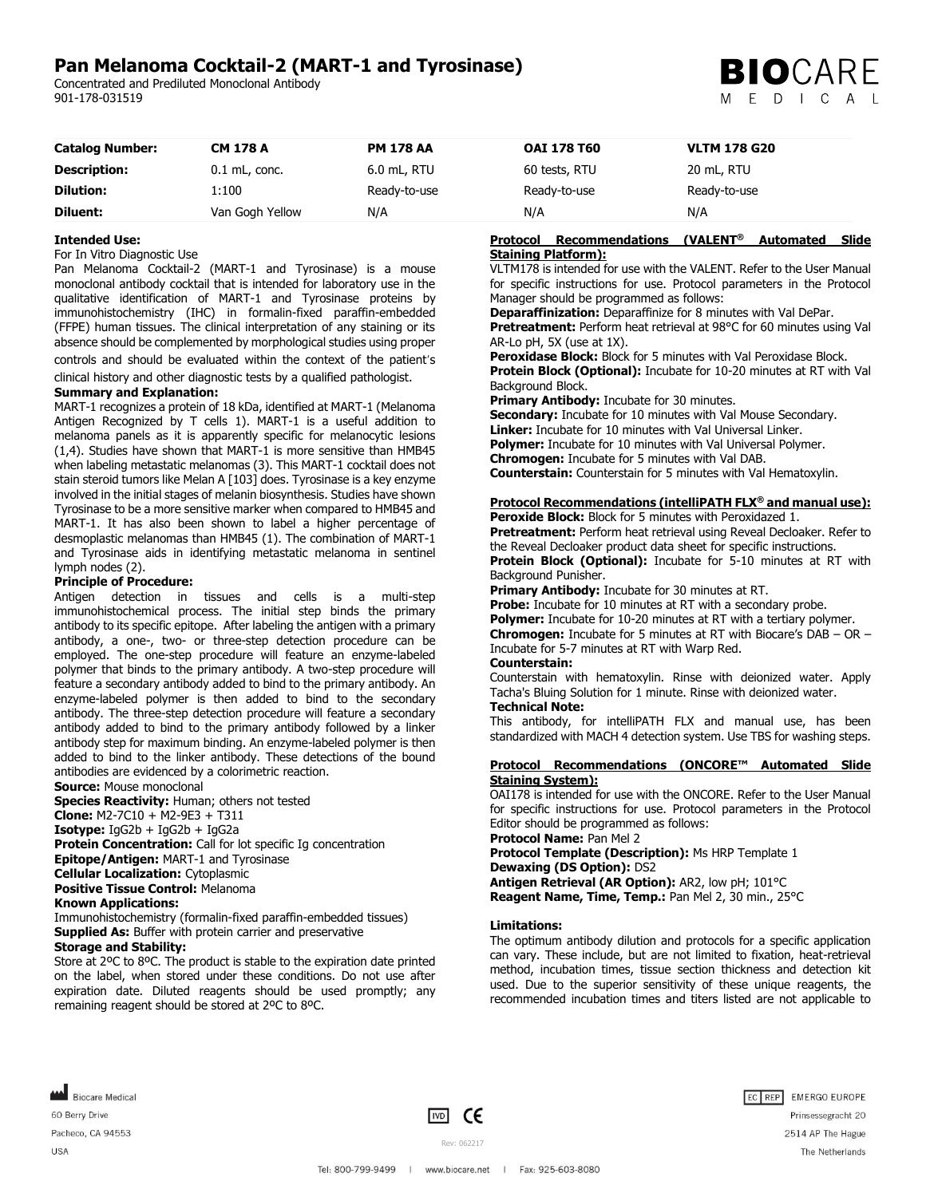# Pan Melanoma Cocktail-2 (MART-1 and Tyrosinase)

Concentrated and Prediluted Monoclonal Antibody
901-178-031519

| **Catalog Number:** | **CM 178 A** | **PM 178 AA** | **OAI 178 T60** | **VLTM 178 G20** |
|---|---|---|---|---|
| **Description:** | 0.1 mL, conc. | 6.0 mL, RTU | 60 tests, RTU | 20 mL, RTU |
| **Dilution:** | 1:100 | Ready-to-use | Ready-to-use | Ready-to-use |
| **Diluent:** | Van Gogh Yellow | N/A | N/A | N/A |

**Intended Use:**

For In Vitro Diagnostic Use

Pan Melanoma Cocktail-2 (MART-1 and Tyrosinase) is a mouse monoclonal antibody cocktail that is intended for laboratory use in the qualitative identification of MART-1 and Tyrosinase proteins by immunohistochemistry (IHC) in formalin-fixed paraffin-embedded (FFPE) human tissues. The clinical interpretation of any staining or its absence should be complemented by morphological studies using proper controls and should be evaluated within the context of the patient's clinical history and other diagnostic tests by a qualified pathologist.

**Summary and Explanation:**

MART-1 recognizes a protein of 18 kDa, identified at MART-1 (Melanoma Antigen Recognized by T cells 1). MART-1 is a useful addition to melanoma panels as it is apparently specific for melanocytic lesions (1,4). Studies have shown that MART-1 is more sensitive than HMB45 when labeling metastatic melanomas (3). This MART-1 cocktail does not stain steroid tumors like Melan A [103] does. Tyrosinase is a key enzyme involved in the initial stages of melanin biosynthesis. Studies have shown Tyrosinase to be a more sensitive marker when compared to HMB45 and MART-1. It has also been shown to label a higher percentage of desmoplastic melanomas than HMB45 (1). The combination of MART-1 and Tyrosinase aids in identifying metastatic melanoma in sentinel lymph nodes (2).

**Principle of Procedure:**

Antigen detection in tissues and cells is a multi-step immunohistochemical process. The initial step binds the primary antibody to its specific epitope. After labeling the antigen with a primary antibody, a one-, two- or three-step detection procedure can be employed. The one-step procedure will feature an enzyme-labeled polymer that binds to the primary antibody. A two-step procedure will feature a secondary antibody added to bind to the primary antibody. An enzyme-labeled polymer is then added to bind to the secondary antibody. The three-step detection procedure will feature a secondary antibody added to bind to the primary antibody followed by a linker antibody step for maximum binding. An enzyme-labeled polymer is then added to bind to the linker antibody. These detections of the bound antibodies are evidenced by a colorimetric reaction.

**Source:** Mouse monoclonal
**Species Reactivity:** Human; others not tested
**Clone:** M2-7C10 + M2-9E3 + T311
**Isotype:** IgG2b + IgG2b + IgG2a
**Protein Concentration:** Call for lot specific Ig concentration
**Epitope/Antigen:** MART-1 and Tyrosinase
**Cellular Localization:** Cytoplasmic
**Positive Tissue Control:** Melanoma
**Known Applications:**
Immunohistochemistry (formalin-fixed paraffin-embedded tissues)
**Supplied As:** Buffer with protein carrier and preservative
**Storage and Stability:**
Store at 2ºC to 8ºC. The product is stable to the expiration date printed on the label, when stored under these conditions. Do not use after expiration date. Diluted reagents should be used promptly; any remaining reagent should be stored at 2ºC to 8ºC.

**Protocol Recommendations (VALENT® Automated Slide Staining Platform):**

VLTM178 is intended for use with the VALENT. Refer to the User Manual for specific instructions for use. Protocol parameters in the Protocol Manager should be programmed as follows:

**Deparaffinization:** Deparaffinize for 8 minutes with Val DePar.
**Pretreatment:** Perform heat retrieval at 98°C for 60 minutes using Val AR-Lo pH, 5X (use at 1X).
**Peroxidase Block:** Block for 5 minutes with Val Peroxidase Block.
**Protein Block (Optional):** Incubate for 10-20 minutes at RT with Val Background Block.
**Primary Antibody:** Incubate for 30 minutes.
**Secondary:** Incubate for 10 minutes with Val Mouse Secondary.
**Linker:** Incubate for 10 minutes with Val Universal Linker.
**Polymer:** Incubate for 10 minutes with Val Universal Polymer.
**Chromogen:** Incubate for 5 minutes with Val DAB.
**Counterstain:** Counterstain for 5 minutes with Val Hematoxylin.

**Protocol Recommendations (intelliPATH FLX® and manual use):**

**Peroxide Block:** Block for 5 minutes with Peroxidazed 1.
**Pretreatment:** Perform heat retrieval using Reveal Decloaker. Refer to the Reveal Decloaker product data sheet for specific instructions.
**Protein Block (Optional):** Incubate for 5-10 minutes at RT with Background Punisher.
**Primary Antibody:** Incubate for 30 minutes at RT.
**Probe:** Incubate for 10 minutes at RT with a secondary probe.
**Polymer:** Incubate for 10-20 minutes at RT with a tertiary polymer.
**Chromogen:** Incubate for 5 minutes at RT with Biocare's DAB – OR – Incubate for 5-7 minutes at RT with Warp Red.
**Counterstain:**
Counterstain with hematoxylin. Rinse with deionized water. Apply Tacha's Bluing Solution for 1 minute. Rinse with deionized water.
**Technical Note:**
This antibody, for intelliPATH FLX and manual use, has been standardized with MACH 4 detection system. Use TBS for washing steps.

**Protocol Recommendations (ONCORE™ Automated Slide Staining System):**

OAI178 is intended for use with the ONCORE. Refer to the User Manual for specific instructions for use. Protocol parameters in the Protocol Editor should be programmed as follows:

**Protocol Name:** Pan Mel 2
**Protocol Template (Description):** Ms HRP Template 1
**Dewaxing (DS Option):** DS2
**Antigen Retrieval (AR Option):** AR2, low pH; 101°C
**Reagent Name, Time, Temp.:** Pan Mel 2, 30 min., 25°C

**Limitations:**

The optimum antibody dilution and protocols for a specific application can vary. These include, but are not limited to fixation, heat-retrieval method, incubation times, tissue section thickness and detection kit used. Due to the superior sensitivity of these unique reagents, the recommended incubation times and titers listed are not applicable to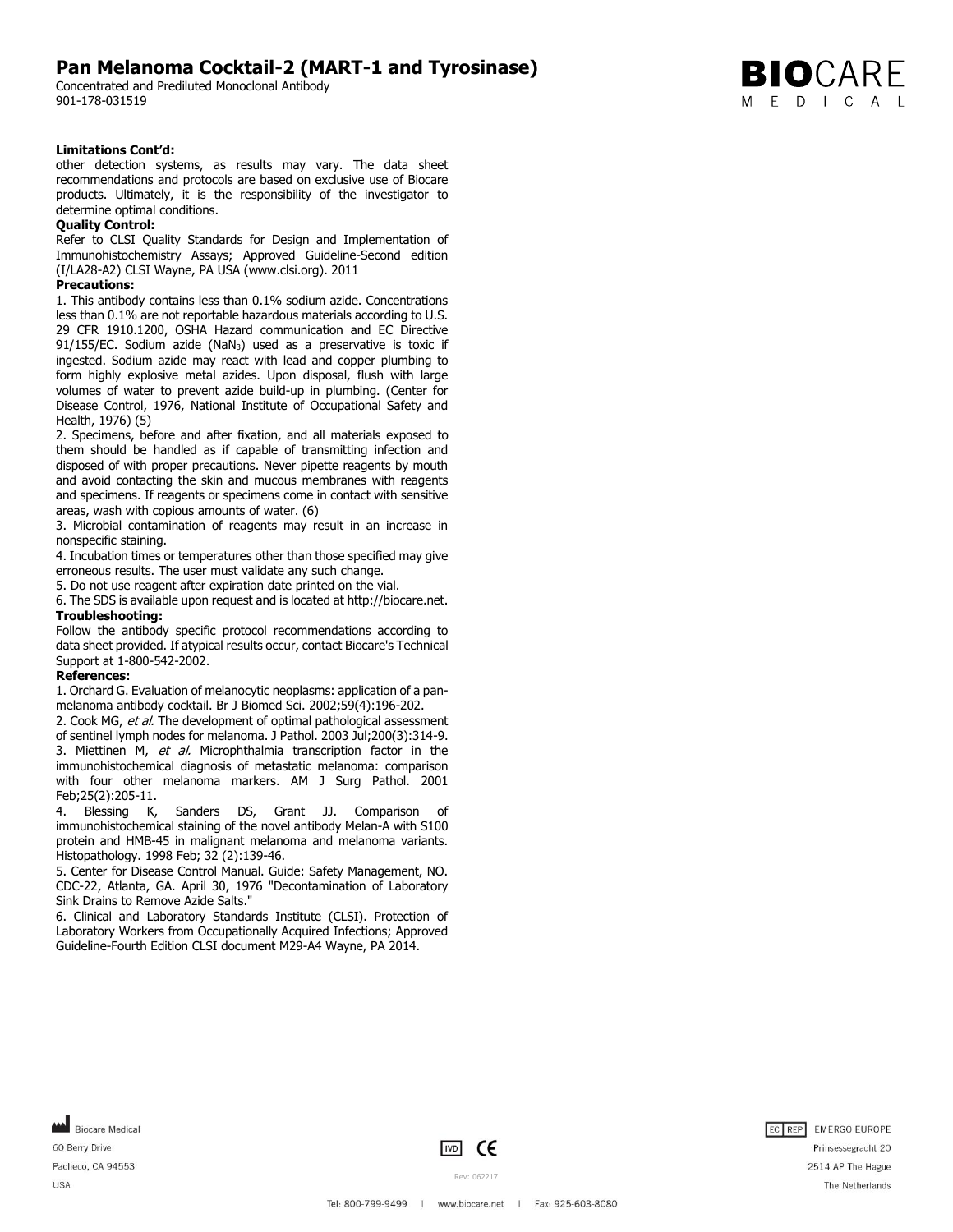**Limitations Cont'd:**

other detection systems, as results may vary. The data sheet recommendations and protocols are based on exclusive use of Biocare products. Ultimately, it is the responsibility of the investigator to determine optimal conditions.

**Quality Control:**

Refer to CLSI Quality Standards for Design and Implementation of Immunohistochemistry Assays; Approved Guideline-Second edition (I/LA28-A2) CLSI Wayne, PA USA (www.clsi.org). 2011

**Precautions:**

1. This antibody contains less than 0.1% sodium azide. Concentrations less than 0.1% are not reportable hazardous materials according to U.S. 29 CFR 1910.1200, OSHA Hazard communication and EC Directive 91/155/EC. Sodium azide ($NaN_3$) used as a preservative is toxic if ingested. Sodium azide may react with lead and copper plumbing to form highly explosive metal azides. Upon disposal, flush with large volumes of water to prevent azide build-up in plumbing. (Center for Disease Control, 1976, National Institute of Occupational Safety and Health, 1976) (5)
2. Specimens, before and after fixation, and all materials exposed to them should be handled as if capable of transmitting infection and disposed of with proper precautions. Never pipette reagents by mouth and avoid contacting the skin and mucous membranes with reagents and specimens. If reagents or specimens come in contact with sensitive areas, wash with copious amounts of water. (6)
3. Microbial contamination of reagents may result in an increase in nonspecific staining.
4. Incubation times or temperatures other than those specified may give erroneous results. The user must validate any such change.
5. Do not use reagent after expiration date printed on the vial.
6. The SDS is available upon request and is located at http://biocare.net.

**Troubleshooting:**

Follow the antibody specific protocol recommendations according to data sheet provided. If atypical results occur, contact Biocare's Technical Support at 1-800-542-2002.

**References:**

1. Orchard G. Evaluation of melanocytic neoplasms: application of a pan-melanoma antibody cocktail. Br J Biomed Sci. 2002;59(4):196-202.
2. Cook MG, *et al.* The development of optimal pathological assessment of sentinel lymph nodes for melanoma. J Pathol. 2003 Jul;200(3):314-9.
3. Miettinen M, *et al.* Microphthalmia transcription factor in the immunohistochemical diagnosis of metastatic melanoma: comparison with four other melanoma markers. AM J Surg Pathol. 2001 Feb;25(2):205-11.
4. Blessing K, Sanders DS, Grant JJ. Comparison of immunohistochemical staining of the novel antibody Melan-A with S100 protein and HMB-45 in malignant melanoma and melanoma variants. Histopathology. 1998 Feb; 32 (2):139-46.
5. Center for Disease Control Manual. Guide: Safety Management, NO. CDC-22, Atlanta, GA. April 30, 1976 "Decontamination of Laboratory Sink Drains to Remove Azide Salts."
6. Clinical and Laboratory Standards Institute (CLSI). Protection of Laboratory Workers from Occupationally Acquired Infections; Approved Guideline-Fourth Edition CLSI document M29-A4 Wayne, PA 2014.

Biocare Medical
60 Berry Drive
Pacheco, CA 94553
USA

IVD CE

Rev: 062217

EC REP EMERGO EUROPE
Prinsessegracht 20
2514 AP The Hague
The Netherlands

Tel: 800-799-9499 | www.biocare.net | Fax: 925-603-8080